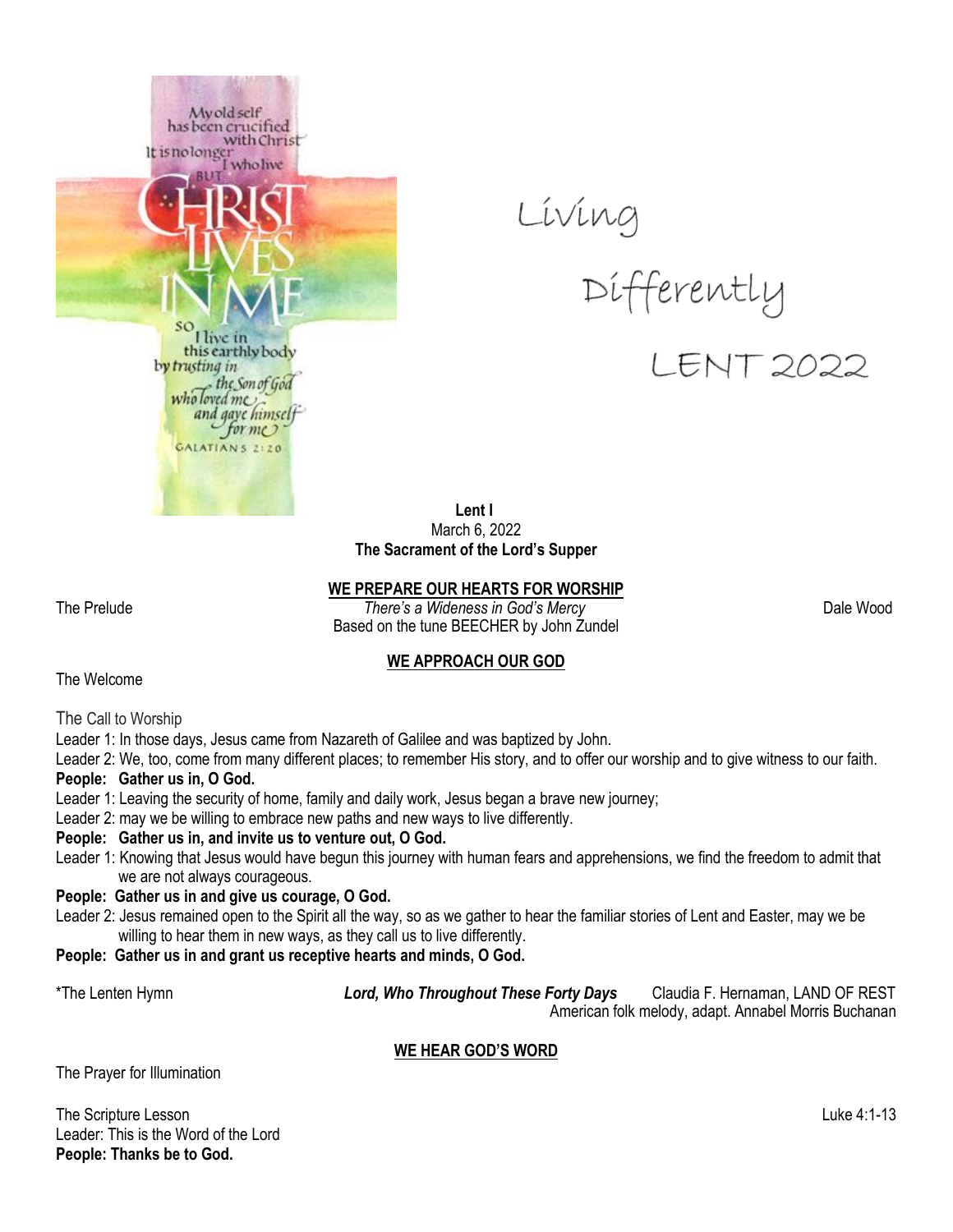Living

Differently

LENT 2022

**Lent I**
March 6, 2022
**The Sacrament of the Lord's Supper**

## WE PREPARE OUR HEARTS FOR WORSHIP

The Prelude — *There's a Wideness in God's Mercy* — Dale Wood
Based on the tune BEECHER by John Zundel

## WE APPROACH OUR GOD

The Welcome

The Call to Worship

Leader 1: In those days, Jesus came from Nazareth of Galilee and was baptized by John.

Leader 2: We, too, come from many different places; to remember His story, and to offer our worship and to give witness to our faith.

**People: Gather us in, O God.**

Leader 1: Leaving the security of home, family and daily work, Jesus began a brave new journey;

Leader 2: may we be willing to embrace new paths and new ways to live differently.

**People: Gather us in, and invite us to venture out, O God.**

Leader 1: Knowing that Jesus would have begun this journey with human fears and apprehensions, we find the freedom to admit that we are not always courageous.

**People: Gather us in and give us courage, O God.**

Leader 2: Jesus remained open to the Spirit all the way, so as we gather to hear the familiar stories of Lent and Easter, may we be willing to hear them in new ways, as they call us to live differently.

**People: Gather us in and grant us receptive hearts and minds, O God.**

*The Lenten Hymn — ***Lord, Who Throughout These Forty Days*** — Claudia F. Hernaman, LAND OF REST
American folk melody, adapt. Annabel Morris Buchanan

## WE HEAR GOD'S WORD

The Prayer for Illumination

The Scripture Lesson — Luke 4:1-13

Leader: This is the Word of the Lord

**People: Thanks be to God.**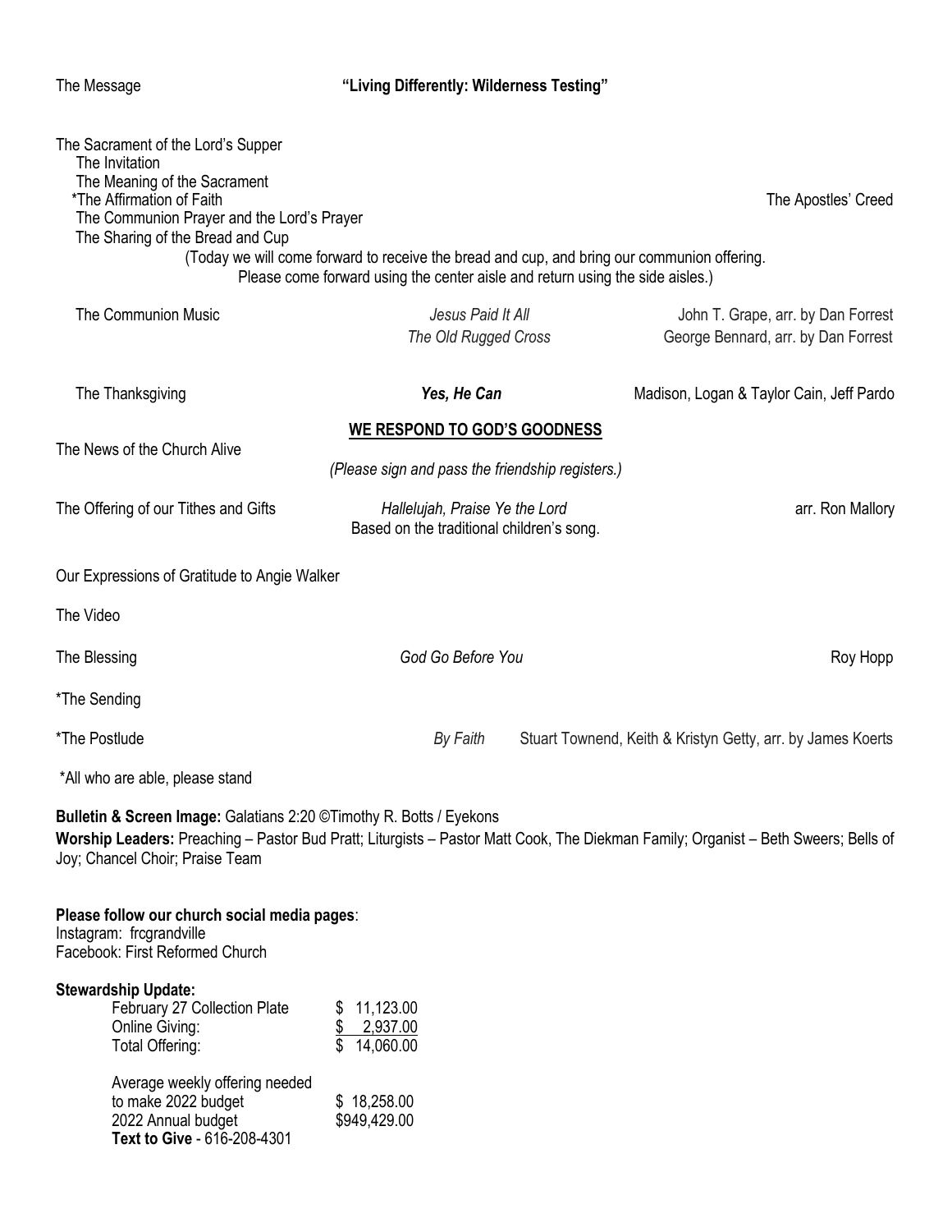The Message **"Living Differently: Wilderness Testing"**

The Sacrament of the Lord's Supper
The Invitation
The Meaning of the Sacrament
*The Affirmation of Faith — The Apostles' Creed
The Communion Prayer and the Lord's Prayer
The Sharing of the Bread and Cup
(Today we will come forward to receive the bread and cup, and bring our communion offering. Please come forward using the center aisle and return using the side aisles.)

The Communion Music — *Jesus Paid It All* — John T. Grape, arr. by Dan Forrest
*The Old Rugged Cross* — George Bennard, arr. by Dan Forrest

The Thanksgiving — ***Yes, He Can*** — Madison, Logan & Taylor Cain, Jeff Pardo

**WE RESPOND TO GOD'S GOODNESS**

The News of the Church Alive
*(Please sign and pass the friendship registers.)*

The Offering of our Tithes and Gifts — *Hallelujah, Praise Ye the Lord* — arr. Ron Mallory
Based on the traditional children's song.

Our Expressions of Gratitude to Angie Walker

The Video

The Blessing — *God Go Before You* — Roy Hopp

*The Sending

*The Postlude — *By Faith* — Stuart Townend, Keith & Kristyn Getty, arr. by James Koerts

*All who are able, please stand

**Bulletin & Screen Image:** Galatians 2:20 ©Timothy R. Botts / Eyekons
**Worship Leaders:** Preaching – Pastor Bud Pratt; Liturgists – Pastor Matt Cook, The Diekman Family; Organist – Beth Sweers; Bells of Joy; Chancel Choir; Praise Team

**Please follow our church social media pages**:
Instagram: frcgrandville
Facebook: First Reformed Church

**Stewardship Update:**

| | |
|---|---|
| February 27 Collection Plate | $ 11,123.00 |
| Online Giving: | $ 2,937.00 |
| Total Offering: | $ 14,060.00 |
| Average weekly offering needed to make 2022 budget | $ 18,258.00 |
| 2022 Annual budget | $949,429.00 |

**Text to Give** - 616-208-4301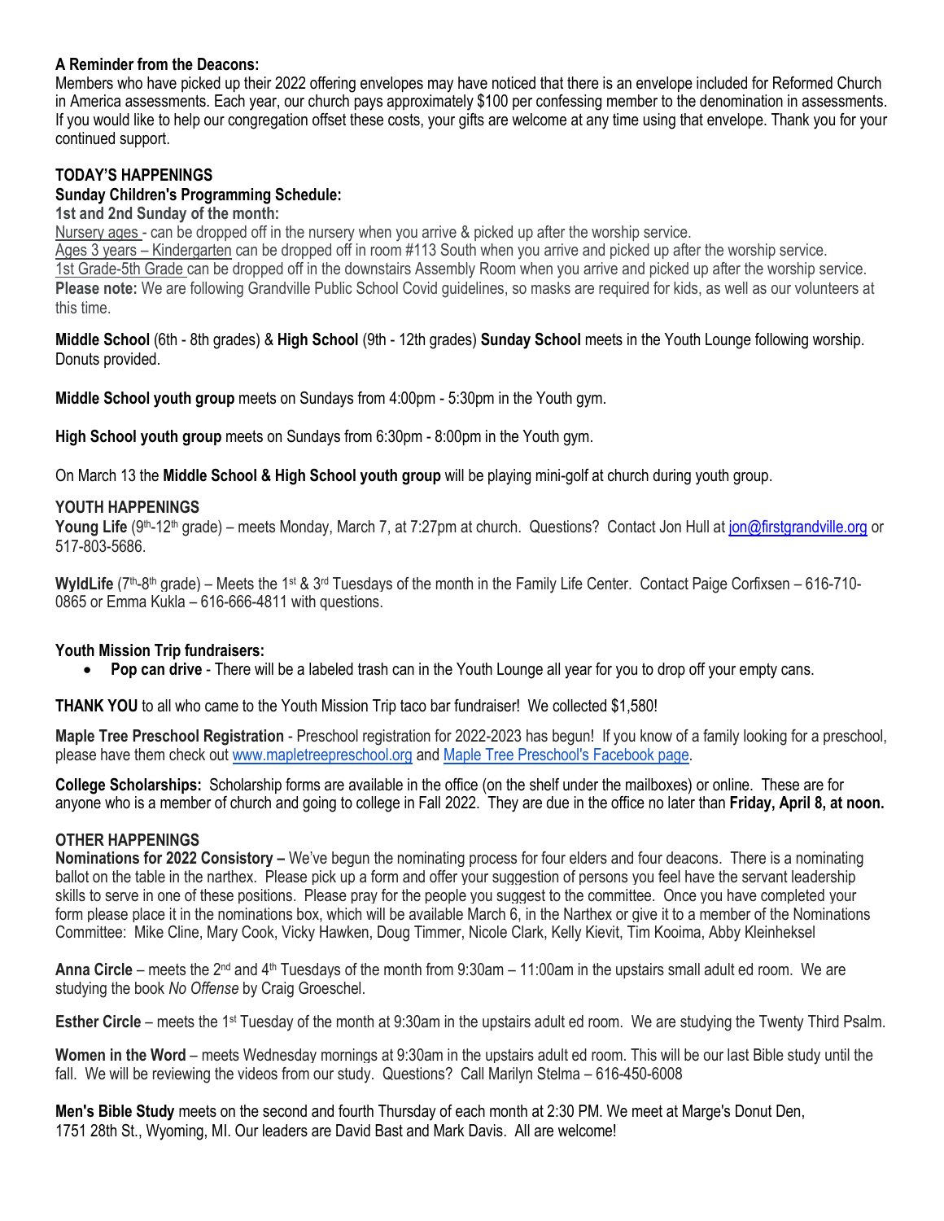**A Reminder from the Deacons:**
Members who have picked up their 2022 offering envelopes may have noticed that there is an envelope included for Reformed Church in America assessments. Each year, our church pays approximately $100 per confessing member to the denomination in assessments. If you would like to help our congregation offset these costs, your gifts are welcome at any time using that envelope. Thank you for your continued support.

**TODAY'S HAPPENINGS**

**Sunday Children's Programming Schedule:**

**1st and 2nd Sunday of the month:**

Nursery ages - can be dropped off in the nursery when you arrive & picked up after the worship service.
Ages 3 years – Kindergarten can be dropped off in room #113 South when you arrive and picked up after the worship service.
1st Grade-5th Grade can be dropped off in the downstairs Assembly Room when you arrive and picked up after the worship service.
**Please note:** We are following Grandville Public School Covid guidelines, so masks are required for kids, as well as our volunteers at this time.

**Middle School** (6th - 8th grades) & **High School** (9th - 12th grades) **Sunday School** meets in the Youth Lounge following worship. Donuts provided.

**Middle School youth group** meets on Sundays from 4:00pm - 5:30pm in the Youth gym.

**High School youth group** meets on Sundays from 6:30pm - 8:00pm in the Youth gym.

On March 13 the **Middle School & High School youth group** will be playing mini-golf at church during youth group.

**YOUTH HAPPENINGS**

**Young Life** (9th-12th grade) – meets Monday, March 7, at 7:27pm at church. Questions? Contact Jon Hull at jon@firstgrandville.org or 517-803-5686.

**WyldLife** (7th-8th grade) – Meets the 1st & 3rd Tuesdays of the month in the Family Life Center. Contact Paige Corfixsen – 616-710-0865 or Emma Kukla – 616-666-4811 with questions.

**Youth Mission Trip fundraisers:**

- **Pop can drive** - There will be a labeled trash can in the Youth Lounge all year for you to drop off your empty cans.

**THANK YOU** to all who came to the Youth Mission Trip taco bar fundraiser! We collected $1,580!

**Maple Tree Preschool Registration** - Preschool registration for 2022-2023 has begun! If you know of a family looking for a preschool, please have them check out www.mapletreepreschool.org and Maple Tree Preschool's Facebook page.

**College Scholarships:** Scholarship forms are available in the office (on the shelf under the mailboxes) or online. These are for anyone who is a member of church and going to college in Fall 2022. They are due in the office no later than **Friday, April 8, at noon.**

**OTHER HAPPENINGS**

**Nominations for 2022 Consistory –** We've begun the nominating process for four elders and four deacons. There is a nominating ballot on the table in the narthex. Please pick up a form and offer your suggestion of persons you feel have the servant leadership skills to serve in one of these positions. Please pray for the people you suggest to the committee. Once you have completed your form please place it in the nominations box, which will be available March 6, in the Narthex or give it to a member of the Nominations Committee: Mike Cline, Mary Cook, Vicky Hawken, Doug Timmer, Nicole Clark, Kelly Kievit, Tim Kooima, Abby Kleinheksel

**Anna Circle** – meets the 2nd and 4th Tuesdays of the month from 9:30am – 11:00am in the upstairs small adult ed room. We are studying the book *No Offense* by Craig Groeschel.

**Esther Circle** – meets the 1st Tuesday of the month at 9:30am in the upstairs adult ed room. We are studying the Twenty Third Psalm.

**Women in the Word** – meets Wednesday mornings at 9:30am in the upstairs adult ed room. This will be our last Bible study until the fall. We will be reviewing the videos from our study. Questions? Call Marilyn Stelma – 616-450-6008

**Men's Bible Study** meets on the second and fourth Thursday of each month at 2:30 PM. We meet at Marge's Donut Den, 1751 28th St., Wyoming, MI. Our leaders are David Bast and Mark Davis. All are welcome!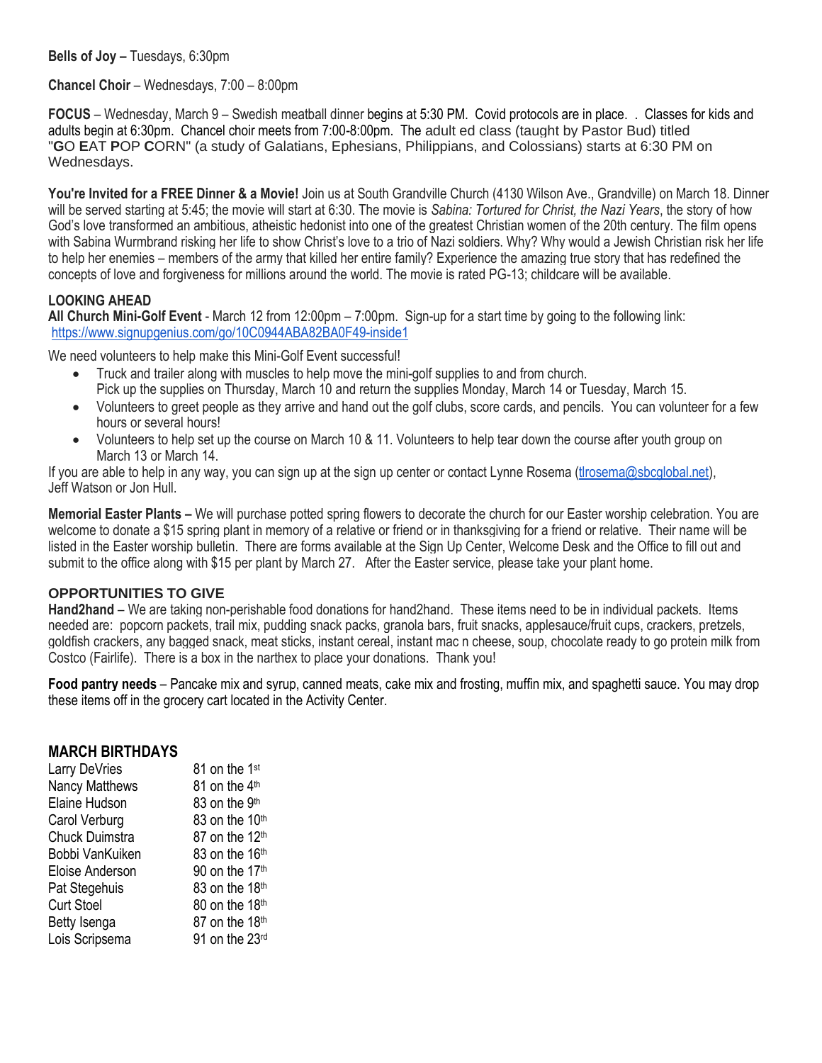**Bells of Joy –** Tuesdays, 6:30pm

**Chancel Choir** – Wednesdays, 7:00 – 8:00pm

**FOCUS** – Wednesday, March 9 – Swedish meatball dinner begins at 5:30 PM. Covid protocols are in place. . Classes for kids and adults begin at 6:30pm. Chancel choir meets from 7:00-8:00pm. The adult ed class (taught by Pastor Bud) titled "**G**O **E**AT **P**OP **C**ORN" (a study of Galatians, Ephesians, Philippians, and Colossians) starts at 6:30 PM on Wednesdays.

**You're Invited for a FREE Dinner & a Movie!** Join us at South Grandville Church (4130 Wilson Ave., Grandville) on March 18. Dinner will be served starting at 5:45; the movie will start at 6:30. The movie is *Sabina: Tortured for Christ, the Nazi Years*, the story of how God's love transformed an ambitious, atheistic hedonist into one of the greatest Christian women of the 20th century. The film opens with Sabina Wurmbrand risking her life to show Christ's love to a trio of Nazi soldiers. Why? Why would a Jewish Christian risk her life to help her enemies – members of the army that killed her entire family? Experience the amazing true story that has redefined the concepts of love and forgiveness for millions around the world. The movie is rated PG-13; childcare will be available.

## LOOKING AHEAD

**All Church Mini-Golf Event** - March 12 from 12:00pm – 7:00pm. Sign-up for a start time by going to the following link: https://www.signupgenius.com/go/10C0944ABA82BA0F49-inside1

We need volunteers to help make this Mini-Golf Event successful!

- Truck and trailer along with muscles to help move the mini-golf supplies to and from church. Pick up the supplies on Thursday, March 10 and return the supplies Monday, March 14 or Tuesday, March 15.
- Volunteers to greet people as they arrive and hand out the golf clubs, score cards, and pencils. You can volunteer for a few hours or several hours!
- Volunteers to help set up the course on March 10 & 11. Volunteers to help tear down the course after youth group on March 13 or March 14.

If you are able to help in any way, you can sign up at the sign up center or contact Lynne Rosema (tlrosema@sbcglobal.net), Jeff Watson or Jon Hull.

**Memorial Easter Plants –** We will purchase potted spring flowers to decorate the church for our Easter worship celebration. You are welcome to donate a $15 spring plant in memory of a relative or friend or in thanksgiving for a friend or relative. Their name will be listed in the Easter worship bulletin. There are forms available at the Sign Up Center, Welcome Desk and the Office to fill out and submit to the office along with $15 per plant by March 27. After the Easter service, please take your plant home.

## OPPORTUNITIES TO GIVE

**Hand2hand** – We are taking non-perishable food donations for hand2hand. These items need to be in individual packets. Items needed are: popcorn packets, trail mix, pudding snack packs, granola bars, fruit snacks, applesauce/fruit cups, crackers, pretzels, goldfish crackers, any bagged snack, meat sticks, instant cereal, instant mac n cheese, soup, chocolate ready to go protein milk from Costco (Fairlife). There is a box in the narthex to place your donations. Thank you!

**Food pantry needs** – Pancake mix and syrup, canned meats, cake mix and frosting, muffin mix, and spaghetti sauce. You may drop these items off in the grocery cart located in the Activity Center.

## MARCH BIRTHDAYS

| | |
|---|---|
| Larry DeVries | 81 on the 1st |
| Nancy Matthews | 81 on the 4th |
| Elaine Hudson | 83 on the 9th |
| Carol Verburg | 83 on the 10th |
| Chuck Duimstra | 87 on the 12th |
| Bobbi VanKuiken | 83 on the 16th |
| Eloise Anderson | 90 on the 17th |
| Pat Stegehuis | 83 on the 18th |
| Curt Stoel | 80 on the 18th |
| Betty Isenga | 87 on the 18th |
| Lois Scripsema | 91 on the 23rd |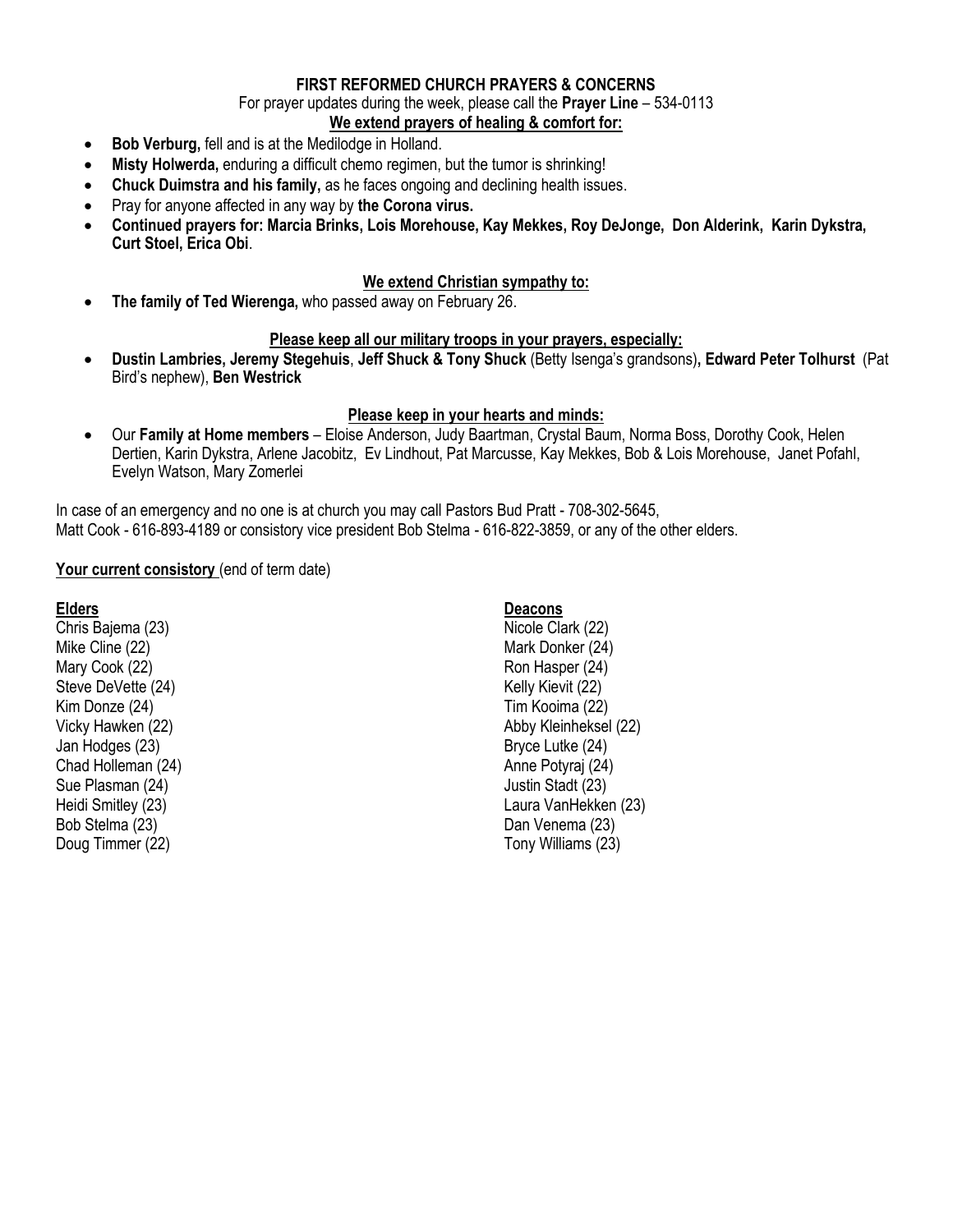**FIRST REFORMED CHURCH PRAYERS & CONCERNS**

For prayer updates during the week, please call the **Prayer Line** – 534-0113

**We extend prayers of healing & comfort for:**

- **Bob Verburg,** fell and is at the Medilodge in Holland.
- **Misty Holwerda,** enduring a difficult chemo regimen, but the tumor is shrinking!
- **Chuck Duimstra and his family,** as he faces ongoing and declining health issues.
- Pray for anyone affected in any way by **the Corona virus.**
- **Continued prayers for: Marcia Brinks, Lois Morehouse, Kay Mekkes, Roy DeJonge, Don Alderink, Karin Dykstra, Curt Stoel, Erica Obi**.

**We extend Christian sympathy to:**

- **The family of Ted Wierenga,** who passed away on February 26.

**Please keep all our military troops in your prayers, especially:**

- **Dustin Lambries, Jeremy Stegehuis**, **Jeff Shuck & Tony Shuck** (Betty Isenga's grandsons)**, Edward Peter Tolhurst** (Pat Bird's nephew), **Ben Westrick**

**Please keep in your hearts and minds:**

- Our **Family at Home members** – Eloise Anderson, Judy Baartman, Crystal Baum, Norma Boss, Dorothy Cook, Helen Dertien, Karin Dykstra, Arlene Jacobitz, Ev Lindhout, Pat Marcusse, Kay Mekkes, Bob & Lois Morehouse, Janet Pofahl, Evelyn Watson, Mary Zomerlei

In case of an emergency and no one is at church you may call Pastors Bud Pratt - 708-302-5645, Matt Cook - 616-893-4189 or consistory vice president Bob Stelma - 616-822-3859, or any of the other elders.

**Your current consistory** (end of term date)

**Elders**

Chris Bajema (23)
Mike Cline (22)
Mary Cook (22)
Steve DeVette (24)
Kim Donze (24)
Vicky Hawken (22)
Jan Hodges (23)
Chad Holleman (24)
Sue Plasman (24)
Heidi Smitley (23)
Bob Stelma (23)
Doug Timmer (22)

**Deacons**

Nicole Clark (22)
Mark Donker (24)
Ron Hasper (24)
Kelly Kievit (22)
Tim Kooima (22)
Abby Kleinheksel (22)
Bryce Lutke (24)
Anne Potyraj (24)
Justin Stadt (23)
Laura VanHekken (23)
Dan Venema (23)
Tony Williams (23)